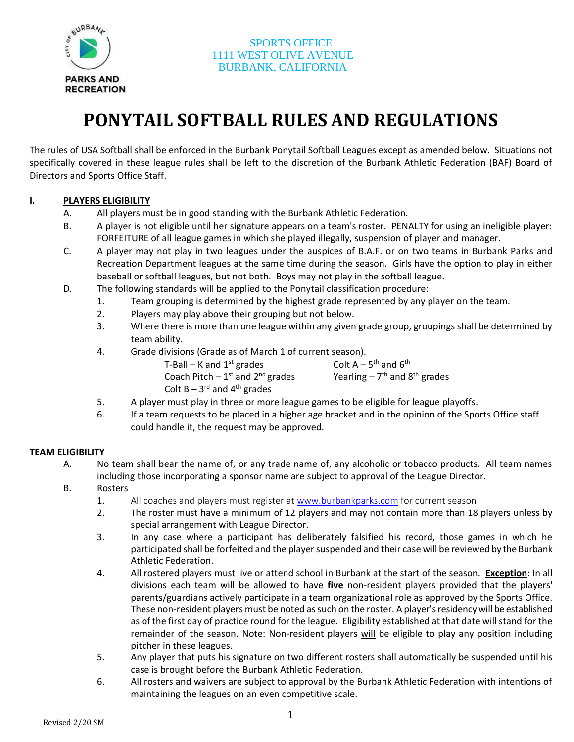SPORTS OFFICE
1111 WEST OLIVE AVENUE
BURBANK, CALIFORNIA

# PONYTAIL SOFTBALL RULES AND REGULATIONS

The rules of USA Softball shall be enforced in the Burbank Ponytail Softball Leagues except as amended below. Situations not specifically covered in these league rules shall be left to the discretion of the Burbank Athletic Federation (BAF) Board of Directors and Sports Office Staff.

## I. PLAYERS ELIGIBILITY

A. All players must be in good standing with the Burbank Athletic Federation.

B. A player is not eligible until her signature appears on a team's roster. PENALTY for using an ineligible player: FORFEITURE of all league games in which she played illegally, suspension of player and manager.

C. A player may not play in two leagues under the auspices of B.A.F. or on two teams in Burbank Parks and Recreation Department leagues at the same time during the season. Girls have the option to play in either baseball or softball leagues, but not both. Boys may not play in the softball league.

D. The following standards will be applied to the Ponytail classification procedure:

1. Team grouping is determined by the highest grade represented by any player on the team.
2. Players may play above their grouping but not below.
3. Where there is more than one league within any given grade group, groupings shall be determined by team ability.
4. Grade divisions (Grade as of March 1 of current season).
   - T-Ball – K and 1st grades
   - Coach Pitch – 1st and 2nd grades
   - Colt B – 3rd and 4th grades
   - Colt A – 5th and 6th
   - Yearling – 7th and 8th grades
5. A player must play in three or more league games to be eligible for league playoffs.
6. If a team requests to be placed in a higher age bracket and in the opinion of the Sports Office staff could handle it, the request may be approved.

## TEAM ELIGIBILITY

A. No team shall bear the name of, or any trade name of, any alcoholic or tobacco products. All team names including those incorporating a sponsor name are subject to approval of the League Director.

B. Rosters

1. All coaches and players must register at www.burbankparks.com for current season.
2. The roster must have a minimum of 12 players and may not contain more than 18 players unless by special arrangement with League Director.
3. In any case where a participant has deliberately falsified his record, those games in which he participated shall be forfeited and the player suspended and their case will be reviewed by the Burbank Athletic Federation.
4. All rostered players must live or attend school in Burbank at the start of the season. **Exception**: In all divisions each team will be allowed to have **five** non-resident players provided that the players' parents/guardians actively participate in a team organizational role as approved by the Sports Office. These non-resident players must be noted as such on the roster. A player's residency will be established as of the first day of practice round for the league. Eligibility established at that date will stand for the remainder of the season. Note: Non-resident players will be eligible to play any position including pitcher in these leagues.
5. Any player that puts his signature on two different rosters shall automatically be suspended until his case is brought before the Burbank Athletic Federation.
6. All rosters and waivers are subject to approval by the Burbank Athletic Federation with intentions of maintaining the leagues on an even competitive scale.

Revised 2/20 SM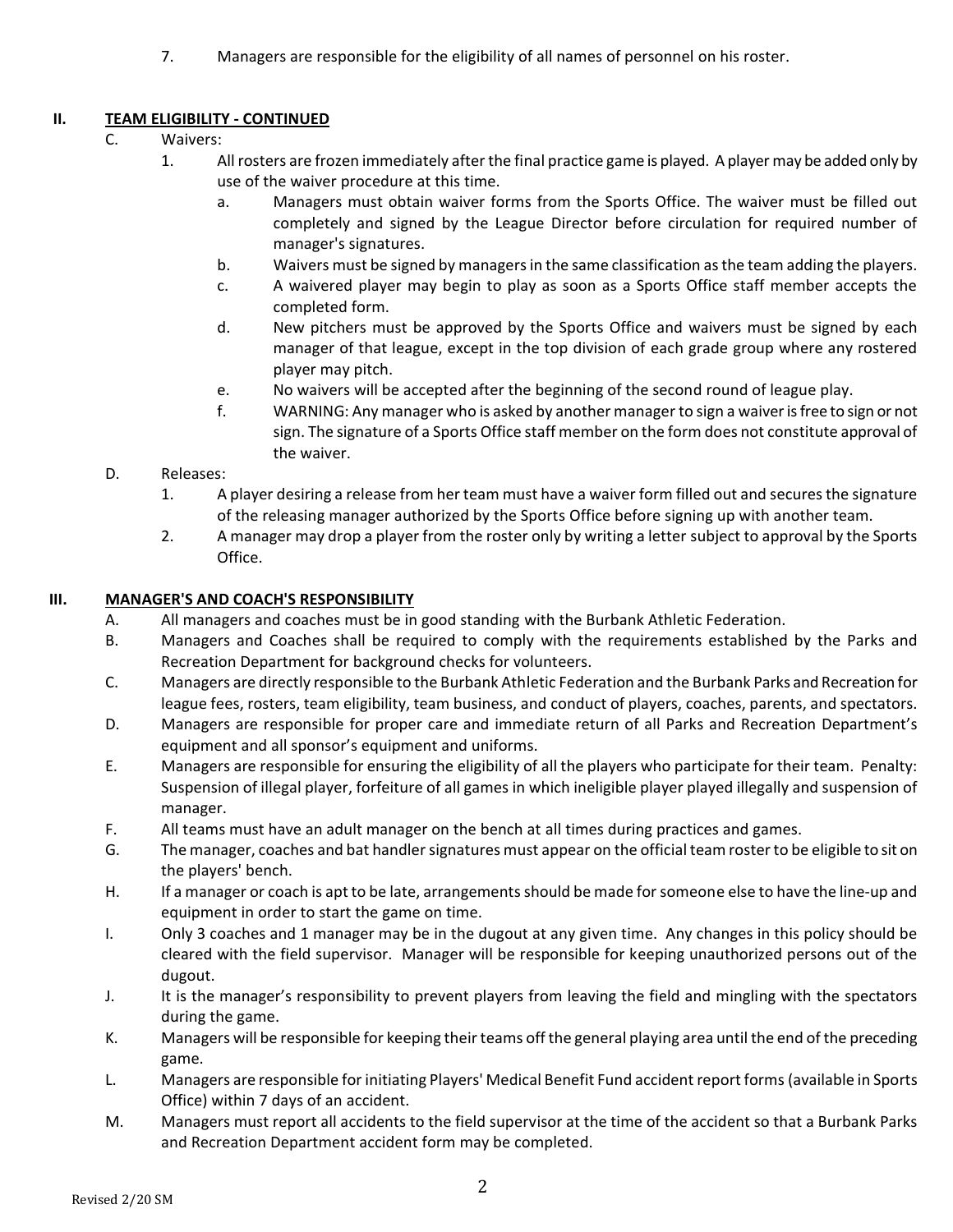7. Managers are responsible for the eligibility of all names of personnel on his roster.

## II. TEAM ELIGIBILITY - CONTINUED

C. Waivers:

1. All rosters are frozen immediately after the final practice game is played. A player may be added only by use of the waiver procedure at this time.
    a. Managers must obtain waiver forms from the Sports Office. The waiver must be filled out completely and signed by the League Director before circulation for required number of manager's signatures.
    b. Waivers must be signed by managers in the same classification as the team adding the players.
    c. A waivered player may begin to play as soon as a Sports Office staff member accepts the completed form.
    d. New pitchers must be approved by the Sports Office and waivers must be signed by each manager of that league, except in the top division of each grade group where any rostered player may pitch.
    e. No waivers will be accepted after the beginning of the second round of league play.
    f. WARNING: Any manager who is asked by another manager to sign a waiver is free to sign or not sign. The signature of a Sports Office staff member on the form does not constitute approval of the waiver.

D. Releases:

1. A player desiring a release from her team must have a waiver form filled out and secures the signature of the releasing manager authorized by the Sports Office before signing up with another team.
2. A manager may drop a player from the roster only by writing a letter subject to approval by the Sports Office.

## III. MANAGER'S AND COACH'S RESPONSIBILITY

A. All managers and coaches must be in good standing with the Burbank Athletic Federation.

B. Managers and Coaches shall be required to comply with the requirements established by the Parks and Recreation Department for background checks for volunteers.

C. Managers are directly responsible to the Burbank Athletic Federation and the Burbank Parks and Recreation for league fees, rosters, team eligibility, team business, and conduct of players, coaches, parents, and spectators.

D. Managers are responsible for proper care and immediate return of all Parks and Recreation Department's equipment and all sponsor's equipment and uniforms.

E. Managers are responsible for ensuring the eligibility of all the players who participate for their team. Penalty: Suspension of illegal player, forfeiture of all games in which ineligible player played illegally and suspension of manager.

F. All teams must have an adult manager on the bench at all times during practices and games.

G. The manager, coaches and bat handler signatures must appear on the official team roster to be eligible to sit on the players' bench.

H. If a manager or coach is apt to be late, arrangements should be made for someone else to have the line-up and equipment in order to start the game on time.

I. Only 3 coaches and 1 manager may be in the dugout at any given time. Any changes in this policy should be cleared with the field supervisor. Manager will be responsible for keeping unauthorized persons out of the dugout.

J. It is the manager's responsibility to prevent players from leaving the field and mingling with the spectators during the game.

K. Managers will be responsible for keeping their teams off the general playing area until the end of the preceding game.

L. Managers are responsible for initiating Players' Medical Benefit Fund accident report forms (available in Sports Office) within 7 days of an accident.

M. Managers must report all accidents to the field supervisor at the time of the accident so that a Burbank Parks and Recreation Department accident form may be completed.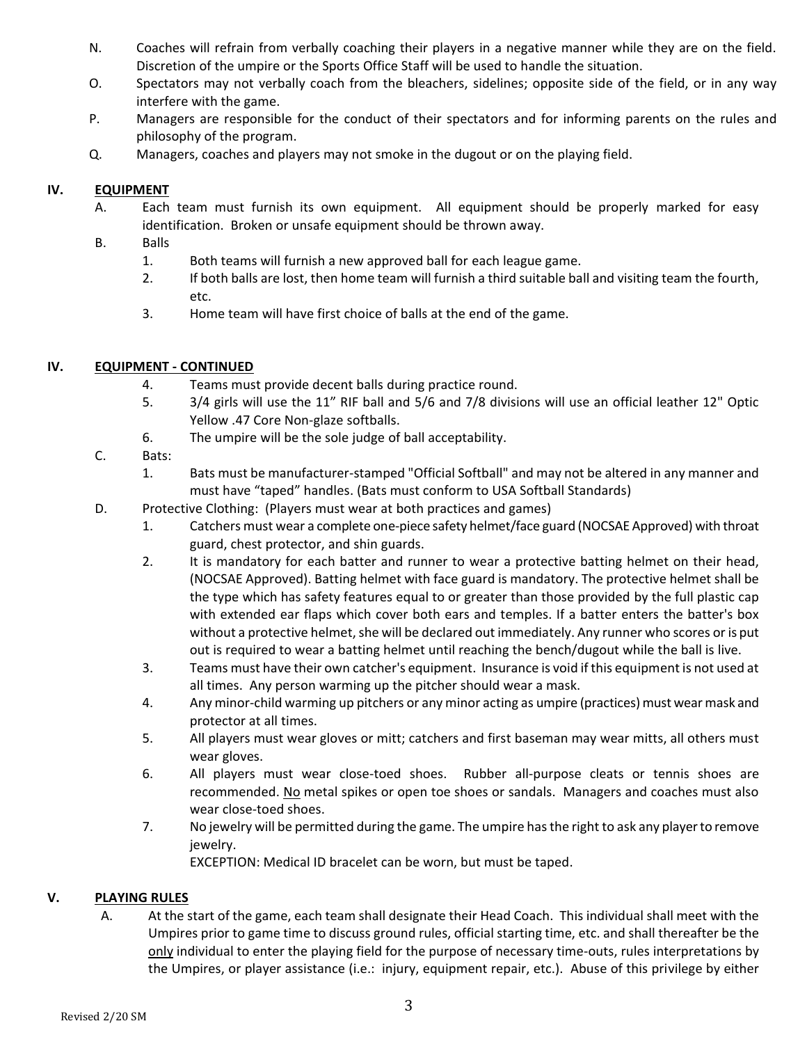N. Coaches will refrain from verbally coaching their players in a negative manner while they are on the field. Discretion of the umpire or the Sports Office Staff will be used to handle the situation.

O. Spectators may not verbally coach from the bleachers, sidelines; opposite side of the field, or in any way interfere with the game.

P. Managers are responsible for the conduct of their spectators and for informing parents on the rules and philosophy of the program.

Q. Managers, coaches and players may not smoke in the dugout or on the playing field.

## IV. EQUIPMENT

A. Each team must furnish its own equipment. All equipment should be properly marked for easy identification. Broken or unsafe equipment should be thrown away.

B. Balls

1. Both teams will furnish a new approved ball for each league game.
2. If both balls are lost, then home team will furnish a third suitable ball and visiting team the fourth, etc.
3. Home team will have first choice of balls at the end of the game.

## IV. EQUIPMENT - CONTINUED

4. Teams must provide decent balls during practice round.
5. 3/4 girls will use the 11" RIF ball and 5/6 and 7/8 divisions will use an official leather 12" Optic Yellow .47 Core Non-glaze softballs.
6. The umpire will be the sole judge of ball acceptability.

C. Bats:

1. Bats must be manufacturer-stamped "Official Softball" and may not be altered in any manner and must have "taped" handles. (Bats must conform to USA Softball Standards)

D. Protective Clothing: (Players must wear at both practices and games)

1. Catchers must wear a complete one-piece safety helmet/face guard (NOCSAE Approved) with throat guard, chest protector, and shin guards.
2. It is mandatory for each batter and runner to wear a protective batting helmet on their head, (NOCSAE Approved). Batting helmet with face guard is mandatory. The protective helmet shall be the type which has safety features equal to or greater than those provided by the full plastic cap with extended ear flaps which cover both ears and temples. If a batter enters the batter's box without a protective helmet, she will be declared out immediately. Any runner who scores or is put out is required to wear a batting helmet until reaching the bench/dugout while the ball is live.
3. Teams must have their own catcher's equipment. Insurance is void if this equipment is not used at all times. Any person warming up the pitcher should wear a mask.
4. Any minor-child warming up pitchers or any minor acting as umpire (practices) must wear mask and protector at all times.
5. All players must wear gloves or mitt; catchers and first baseman may wear mitts, all others must wear gloves.
6. All players must wear close-toed shoes. Rubber all-purpose cleats or tennis shoes are recommended. No metal spikes or open toe shoes or sandals. Managers and coaches must also wear close-toed shoes.
7. No jewelry will be permitted during the game. The umpire has the right to ask any player to remove jewelry.

   EXCEPTION: Medical ID bracelet can be worn, but must be taped.

## V. PLAYING RULES

A. At the start of the game, each team shall designate their Head Coach. This individual shall meet with the Umpires prior to game time to discuss ground rules, official starting time, etc. and shall thereafter be the only individual to enter the playing field for the purpose of necessary time-outs, rules interpretations by the Umpires, or player assistance (i.e.: injury, equipment repair, etc.). Abuse of this privilege by either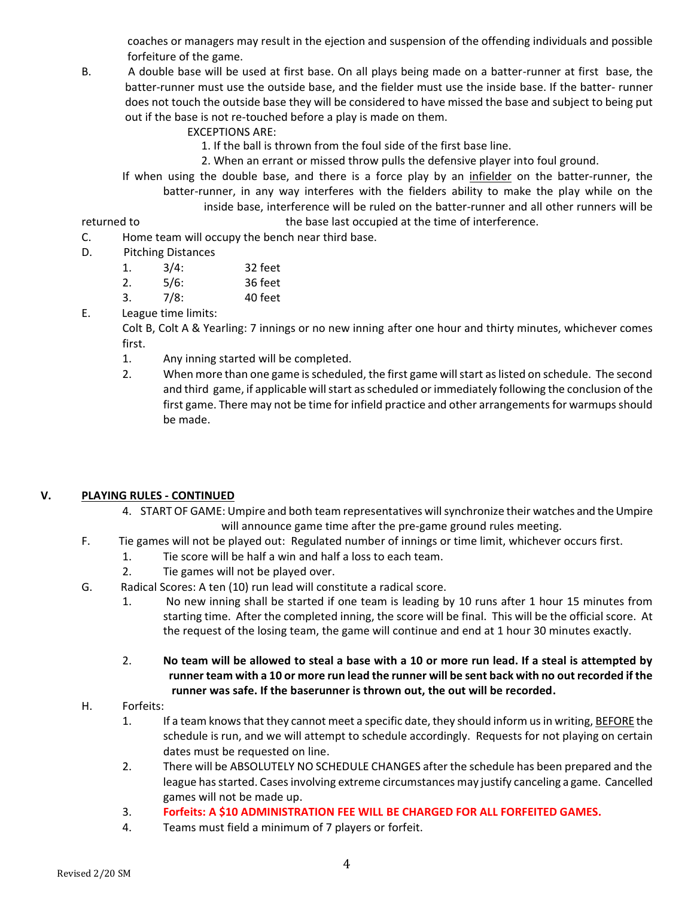coaches or managers may result in the ejection and suspension of the offending individuals and possible forfeiture of the game.

B. A double base will be used at first base. On all plays being made on a batter-runner at first base, the batter-runner must use the outside base, and the fielder must use the inside base. If the batter- runner does not touch the outside base they will be considered to have missed the base and subject to being put out if the base is not re-touched before a play is made on them.

EXCEPTIONS ARE:

1. If the ball is thrown from the foul side of the first base line.
2. When an errant or missed throw pulls the defensive player into foul ground.

If when using the double base, and there is a force play by an <u>infielder</u> on the batter-runner, the batter-runner, in any way interferes with the fielders ability to make the play while on the inside base, interference will be ruled on the batter-runner and all other runners will be returned to the base last occupied at the time of interference.

C. Home team will occupy the bench near third base.

D. Pitching Distances

1. 3/4: 32 feet
2. 5/6: 36 feet
3. 7/8: 40 feet

E. League time limits:

Colt B, Colt A & Yearling: 7 innings or no new inning after one hour and thirty minutes, whichever comes first.

1. Any inning started will be completed.
2. When more than one game is scheduled, the first game will start as listed on schedule. The second and third game, if applicable will start as scheduled or immediately following the conclusion of the first game. There may not be time for infield practice and other arrangements for warmups should be made.

## V. PLAYING RULES - CONTINUED

4. START OF GAME: Umpire and both team representatives will synchronize their watches and the Umpire will announce game time after the pre-game ground rules meeting.

F. Tie games will not be played out: Regulated number of innings or time limit, whichever occurs first.

1. Tie score will be half a win and half a loss to each team.
2. Tie games will not be played over.

G. Radical Scores: A ten (10) run lead will constitute a radical score.

1. No new inning shall be started if one team is leading by 10 runs after 1 hour 15 minutes from starting time. After the completed inning, the score will be final. This will be the official score. At the request of the losing team, the game will continue and end at 1 hour 30 minutes exactly.
2. **No team will be allowed to steal a base with a 10 or more run lead. If a steal is attempted by runner team with a 10 or more run lead the runner will be sent back with no out recorded if the runner was safe. If the baserunner is thrown out, the out will be recorded.**

H. Forfeits:

1. If a team knows that they cannot meet a specific date, they should inform us in writing, <u>BEFORE</u> the schedule is run, and we will attempt to schedule accordingly. Requests for not playing on certain dates must be requested on line.
2. There will be ABSOLUTELY NO SCHEDULE CHANGES after the schedule has been prepared and the league has started. Cases involving extreme circumstances may justify canceling a game. Cancelled games will not be made up.
3. **Forfeits: A $10 ADMINISTRATION FEE WILL BE CHARGED FOR ALL FORFEITED GAMES.**
4. Teams must field a minimum of 7 players or forfeit.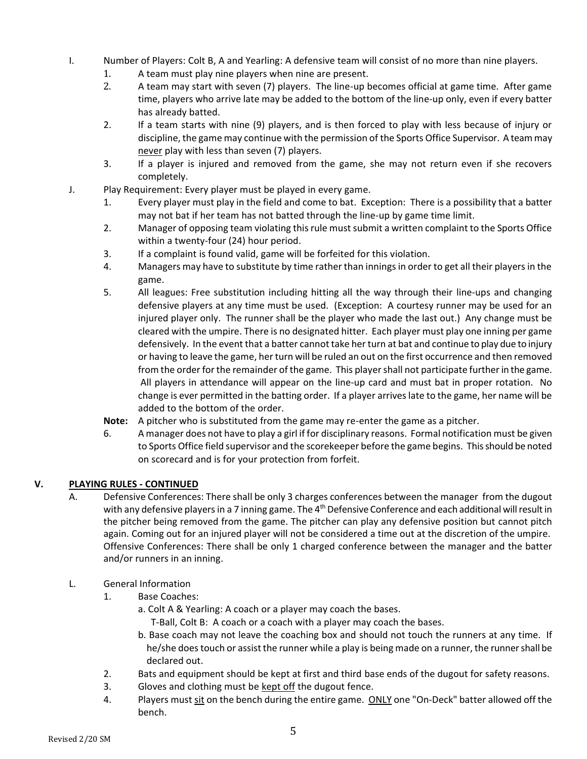I. Number of Players: Colt B, A and Yearling: A defensive team will consist of no more than nine players.
   1. A team must play nine players when nine are present.
   2. A team may start with seven (7) players. The line-up becomes official at game time. After game time, players who arrive late may be added to the bottom of the line-up only, even if every batter has already batted.
   2. If a team starts with nine (9) players, and is then forced to play with less because of injury or discipline, the game may continue with the permission of the Sports Office Supervisor. A team may never play with less than seven (7) players.
   3. If a player is injured and removed from the game, she may not return even if she recovers completely.

J. Play Requirement: Every player must be played in every game.
   1. Every player must play in the field and come to bat. Exception: There is a possibility that a batter may not bat if her team has not batted through the line-up by game time limit.
   2. Manager of opposing team violating this rule must submit a written complaint to the Sports Office within a twenty-four (24) hour period.
   3. If a complaint is found valid, game will be forfeited for this violation.
   4. Managers may have to substitute by time rather than innings in order to get all their players in the game.
   5. All leagues: Free substitution including hitting all the way through their line-ups and changing defensive players at any time must be used. (Exception: A courtesy runner may be used for an injured player only. The runner shall be the player who made the last out.) Any change must be cleared with the umpire. There is no designated hitter. Each player must play one inning per game defensively. In the event that a batter cannot take her turn at bat and continue to play due to injury or having to leave the game, her turn will be ruled an out on the first occurrence and then removed from the order for the remainder of the game. This player shall not participate further in the game. All players in attendance will appear on the line-up card and must bat in proper rotation. No change is ever permitted in the batting order. If a player arrives late to the game, her name will be added to the bottom of the order.

   **Note:** A pitcher who is substituted from the game may re-enter the game as a pitcher.

   6. A manager does not have to play a girl if for disciplinary reasons. Formal notification must be given to Sports Office field supervisor and the scorekeeper before the game begins. This should be noted on scorecard and is for your protection from forfeit.

## V. PLAYING RULES - CONTINUED

A. Defensive Conferences: There shall be only 3 charges conferences between the manager from the dugout with any defensive players in a 7 inning game. The 4th Defensive Conference and each additional will result in the pitcher being removed from the game. The pitcher can play any defensive position but cannot pitch again. Coming out for an injured player will not be considered a time out at the discretion of the umpire. Offensive Conferences: There shall be only 1 charged conference between the manager and the batter and/or runners in an inning.

L. General Information
   1. Base Coaches:
      a. Colt A & Yearling: A coach or a player may coach the bases.
         T-Ball, Colt B: A coach or a coach with a player may coach the bases.
      b. Base coach may not leave the coaching box and should not touch the runners at any time. If he/she does touch or assist the runner while a play is being made on a runner, the runner shall be declared out.
   2. Bats and equipment should be kept at first and third base ends of the dugout for safety reasons.
   3. Gloves and clothing must be kept off the dugout fence.
   4. Players must sit on the bench during the entire game. ONLY one "On-Deck" batter allowed off the bench.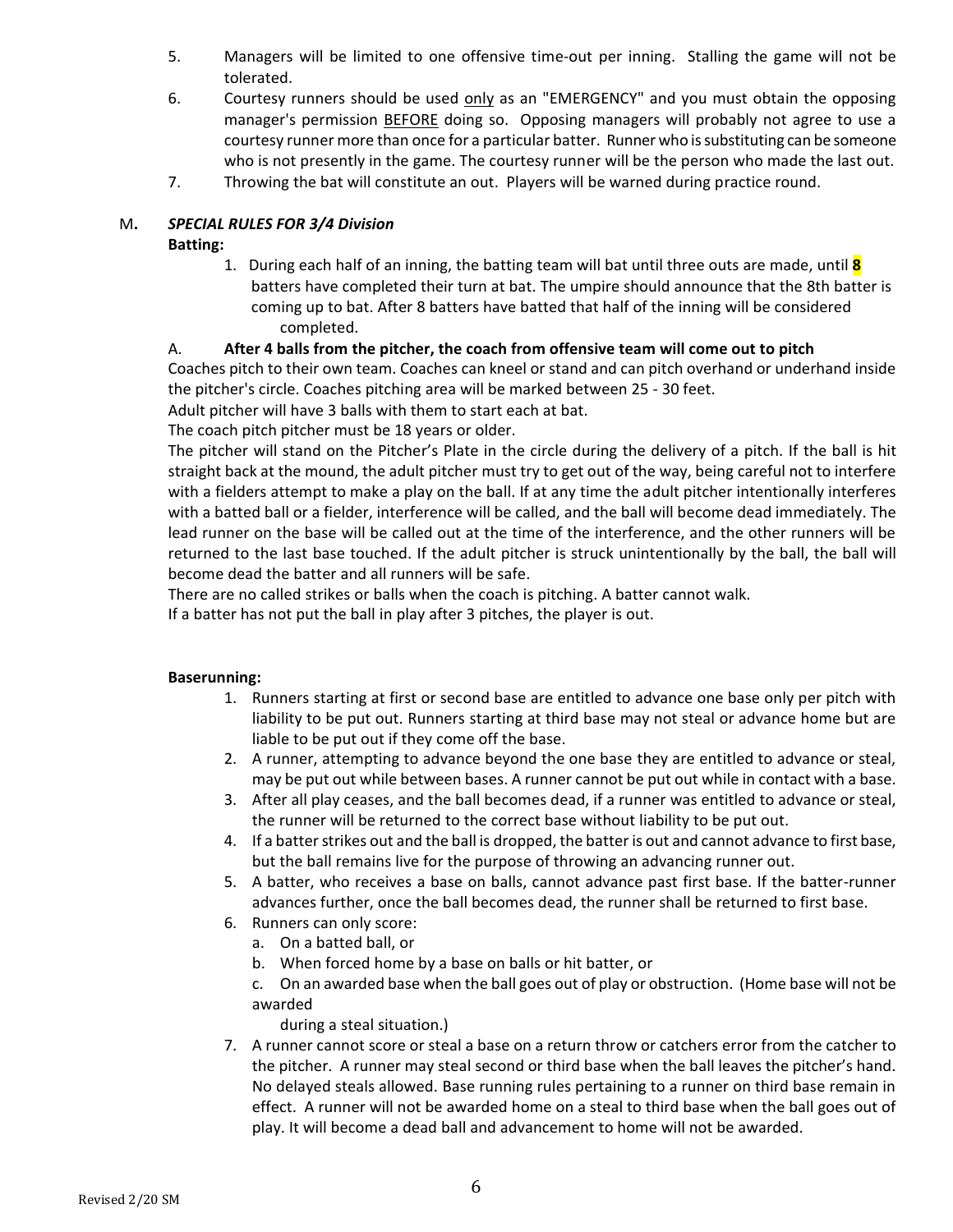5. Managers will be limited to one offensive time-out per inning. Stalling the game will not be tolerated.
6. Courtesy runners should be used only as an "EMERGENCY" and you must obtain the opposing manager's permission BEFORE doing so. Opposing managers will probably not agree to use a courtesy runner more than once for a particular batter. Runner who is substituting can be someone who is not presently in the game. The courtesy runner will be the person who made the last out.
7. Throwing the bat will constitute an out. Players will be warned during practice round.

M. ***SPECIAL RULES FOR 3/4 Division***

**Batting:**

1. During each half of an inning, the batting team will bat until three outs are made, until **8** batters have completed their turn at bat. The umpire should announce that the 8th batter is coming up to bat. After 8 batters have batted that half of the inning will be considered completed.

A. **After 4 balls from the pitcher, the coach from offensive team will come out to pitch**

Coaches pitch to their own team. Coaches can kneel or stand and can pitch overhand or underhand inside the pitcher's circle. Coaches pitching area will be marked between 25 - 30 feet.

Adult pitcher will have 3 balls with them to start each at bat.

The coach pitch pitcher must be 18 years or older.

The pitcher will stand on the Pitcher's Plate in the circle during the delivery of a pitch. If the ball is hit straight back at the mound, the adult pitcher must try to get out of the way, being careful not to interfere with a fielders attempt to make a play on the ball. If at any time the adult pitcher intentionally interferes with a batted ball or a fielder, interference will be called, and the ball will become dead immediately. The lead runner on the base will be called out at the time of the interference, and the other runners will be returned to the last base touched. If the adult pitcher is struck unintentionally by the ball, the ball will become dead the batter and all runners will be safe.

There are no called strikes or balls when the coach is pitching. A batter cannot walk.

If a batter has not put the ball in play after 3 pitches, the player is out.

**Baserunning:**

1. Runners starting at first or second base are entitled to advance one base only per pitch with liability to be put out. Runners starting at third base may not steal or advance home but are liable to be put out if they come off the base.
2. A runner, attempting to advance beyond the one base they are entitled to advance or steal, may be put out while between bases. A runner cannot be put out while in contact with a base.
3. After all play ceases, and the ball becomes dead, if a runner was entitled to advance or steal, the runner will be returned to the correct base without liability to be put out.
4. If a batter strikes out and the ball is dropped, the batter is out and cannot advance to first base, but the ball remains live for the purpose of throwing an advancing runner out.
5. A batter, who receives a base on balls, cannot advance past first base. If the batter-runner advances further, once the ball becomes dead, the runner shall be returned to first base.
6. Runners can only score:
   a. On a batted ball, or
   b. When forced home by a base on balls or hit batter, or
   c. On an awarded base when the ball goes out of play or obstruction. (Home base will not be awarded during a steal situation.)
7. A runner cannot score or steal a base on a return throw or catchers error from the catcher to the pitcher. A runner may steal second or third base when the ball leaves the pitcher's hand. No delayed steals allowed. Base running rules pertaining to a runner on third base remain in effect. A runner will not be awarded home on a steal to third base when the ball goes out of play. It will become a dead ball and advancement to home will not be awarded.

Revised 2/20 SM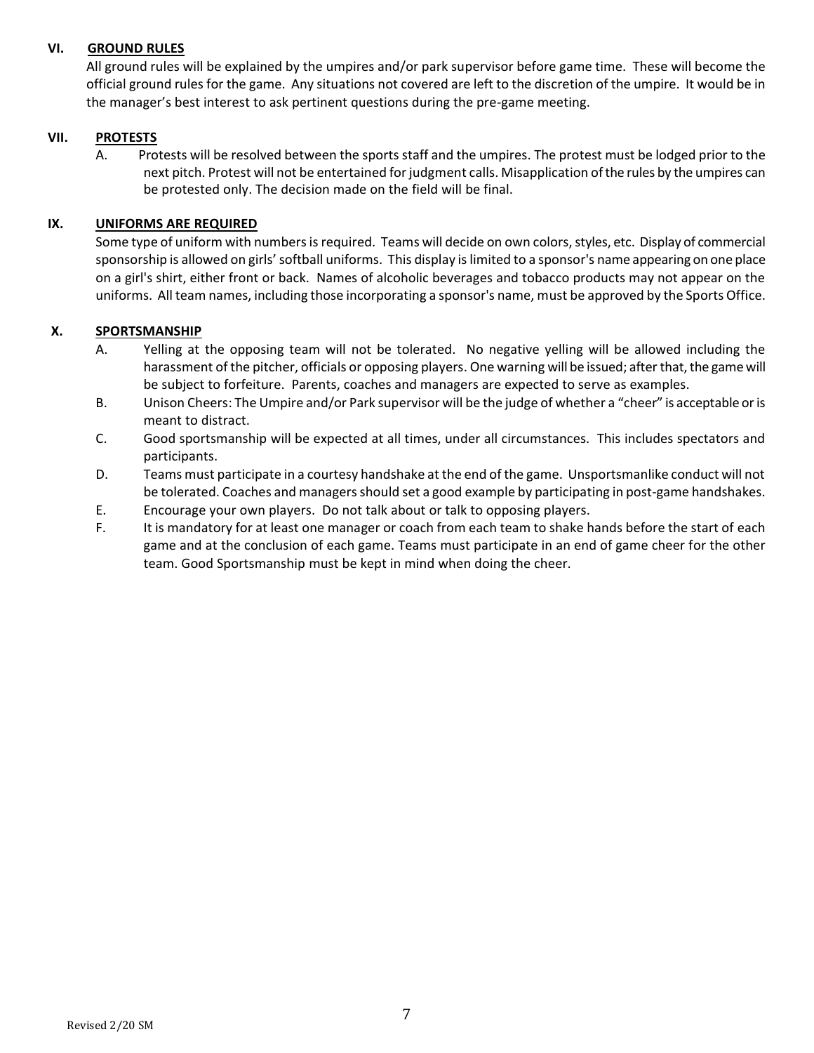## VI. GROUND RULES

All ground rules will be explained by the umpires and/or park supervisor before game time. These will become the official ground rules for the game. Any situations not covered are left to the discretion of the umpire. It would be in the manager's best interest to ask pertinent questions during the pre-game meeting.

## VII. PROTESTS

A. Protests will be resolved between the sports staff and the umpires. The protest must be lodged prior to the next pitch. Protest will not be entertained for judgment calls. Misapplication of the rules by the umpires can be protested only. The decision made on the field will be final.

## IX. UNIFORMS ARE REQUIRED

Some type of uniform with numbers is required. Teams will decide on own colors, styles, etc. Display of commercial sponsorship is allowed on girls' softball uniforms. This display is limited to a sponsor's name appearing on one place on a girl's shirt, either front or back. Names of alcoholic beverages and tobacco products may not appear on the uniforms. All team names, including those incorporating a sponsor's name, must be approved by the Sports Office.

## X. SPORTSMANSHIP

A. Yelling at the opposing team will not be tolerated. No negative yelling will be allowed including the harassment of the pitcher, officials or opposing players. One warning will be issued; after that, the game will be subject to forfeiture. Parents, coaches and managers are expected to serve as examples.

B. Unison Cheers: The Umpire and/or Park supervisor will be the judge of whether a "cheer" is acceptable or is meant to distract.

C. Good sportsmanship will be expected at all times, under all circumstances. This includes spectators and participants.

D. Teams must participate in a courtesy handshake at the end of the game. Unsportsmanlike conduct will not be tolerated. Coaches and managers should set a good example by participating in post-game handshakes.

E. Encourage your own players. Do not talk about or talk to opposing players.

F. It is mandatory for at least one manager or coach from each team to shake hands before the start of each game and at the conclusion of each game. Teams must participate in an end of game cheer for the other team. Good Sportsmanship must be kept in mind when doing the cheer.

Revised 2/20 SM